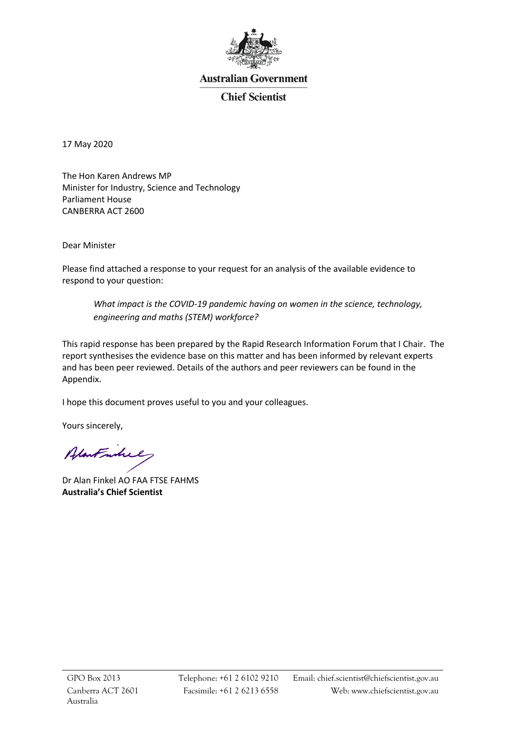**Australian Government**

**Chief Scientist**

17 May 2020

The Hon Karen Andrews MP
Minister for Industry, Science and Technology
Parliament House
CANBERRA ACT 2600

Dear Minister

Please find attached a response to your request for an analysis of the available evidence to respond to your question:

> *What impact is the COVID-19 pandemic having on women in the science, technology, engineering and maths (STEM) workforce?*

This rapid response has been prepared by the Rapid Research Information Forum that I Chair. The report synthesises the evidence base on this matter and has been informed by relevant experts and has been peer reviewed. Details of the authors and peer reviewers can be found in the Appendix.

I hope this document proves useful to you and your colleagues.

Yours sincerely,

Dr Alan Finkel AO FAA FTSE FAHMS
**Australia's Chief Scientist**

GPO Box 2013
Canberra ACT 2601
Australia

Telephone: +61 2 6102 9210
Facsimile: +61 2 6213 6558

Email: chief.scientist@chiefscientist.gov.au
Web: www.chiefscientist.gov.au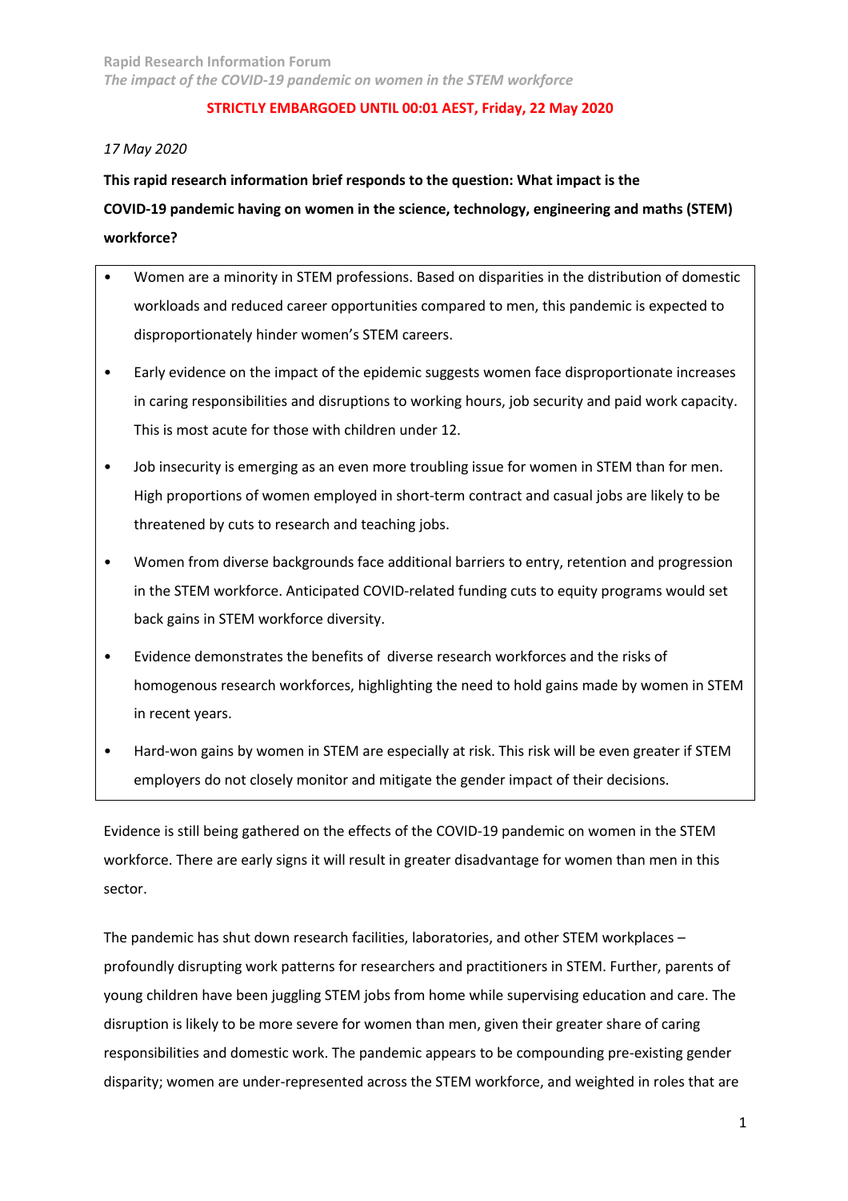**STRICTLY EMBARGOED UNTIL 00:01 AEST, Friday, 22 May 2020**

*17 May 2020*

**This rapid research information brief responds to the question: What impact is the COVID-19 pandemic having on women in the science, technology, engineering and maths (STEM) workforce?**

- Women are a minority in STEM professions. Based on disparities in the distribution of domestic workloads and reduced career opportunities compared to men, this pandemic is expected to disproportionately hinder women's STEM careers.
- Early evidence on the impact of the epidemic suggests women face disproportionate increases in caring responsibilities and disruptions to working hours, job security and paid work capacity. This is most acute for those with children under 12.
- Job insecurity is emerging as an even more troubling issue for women in STEM than for men. High proportions of women employed in short-term contract and casual jobs are likely to be threatened by cuts to research and teaching jobs.
- Women from diverse backgrounds face additional barriers to entry, retention and progression in the STEM workforce. Anticipated COVID-related funding cuts to equity programs would set back gains in STEM workforce diversity.
- Evidence demonstrates the benefits of diverse research workforces and the risks of homogenous research workforces, highlighting the need to hold gains made by women in STEM in recent years.
- Hard-won gains by women in STEM are especially at risk. This risk will be even greater if STEM employers do not closely monitor and mitigate the gender impact of their decisions.

Evidence is still being gathered on the effects of the COVID-19 pandemic on women in the STEM workforce. There are early signs it will result in greater disadvantage for women than men in this sector.

The pandemic has shut down research facilities, laboratories, and other STEM workplaces – profoundly disrupting work patterns for researchers and practitioners in STEM. Further, parents of young children have been juggling STEM jobs from home while supervising education and care. The disruption is likely to be more severe for women than men, given their greater share of caring responsibilities and domestic work. The pandemic appears to be compounding pre-existing gender disparity; women are under-represented across the STEM workforce, and weighted in roles that are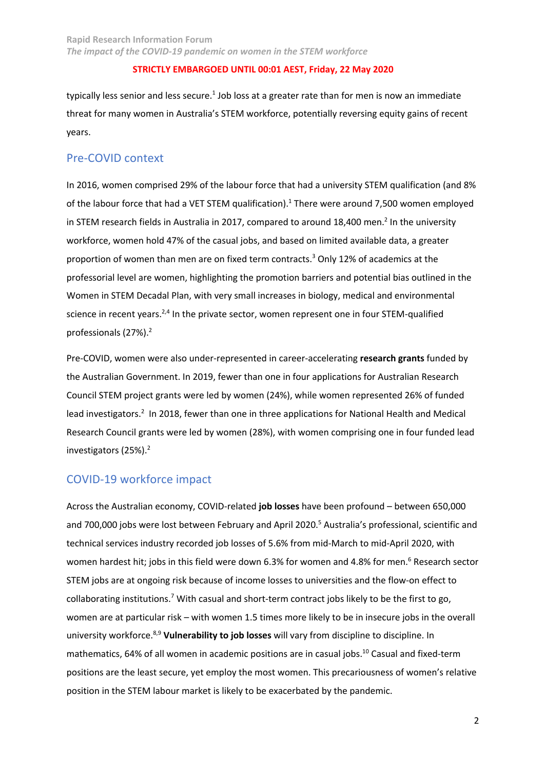typically less senior and less secure.[1] Job loss at a greater rate than for men is now an immediate threat for many women in Australia's STEM workforce, potentially reversing equity gains of recent years.

## Pre-COVID context

In 2016, women comprised 29% of the labour force that had a university STEM qualification (and 8% of the labour force that had a VET STEM qualification).[1] There were around 7,500 women employed in STEM research fields in Australia in 2017, compared to around 18,400 men.[2] In the university workforce, women hold 47% of the casual jobs, and based on limited available data, a greater proportion of women than men are on fixed term contracts.[3] Only 12% of academics at the professorial level are women, highlighting the promotion barriers and potential bias outlined in the Women in STEM Decadal Plan, with very small increases in biology, medical and environmental science in recent years.[2,4] In the private sector, women represent one in four STEM-qualified professionals (27%).[2]

Pre-COVID, women were also under-represented in career-accelerating **research grants** funded by the Australian Government. In 2019, fewer than one in four applications for Australian Research Council STEM project grants were led by women (24%), while women represented 26% of funded lead investigators.[2] In 2018, fewer than one in three applications for National Health and Medical Research Council grants were led by women (28%), with women comprising one in four funded lead investigators (25%).[2]

## COVID-19 workforce impact

Across the Australian economy, COVID-related **job losses** have been profound – between 650,000 and 700,000 jobs were lost between February and April 2020.[5] Australia's professional, scientific and technical services industry recorded job losses of 5.6% from mid-March to mid-April 2020, with women hardest hit; jobs in this field were down 6.3% for women and 4.8% for men.[6] Research sector STEM jobs are at ongoing risk because of income losses to universities and the flow-on effect to collaborating institutions.[7] With casual and short-term contract jobs likely to be the first to go, women are at particular risk – with women 1.5 times more likely to be in insecure jobs in the overall university workforce.[8,9] **Vulnerability to job losses** will vary from discipline to discipline. In mathematics, 64% of all women in academic positions are in casual jobs.[10] Casual and fixed-term positions are the least secure, yet employ the most women. This precariousness of women's relative position in the STEM labour market is likely to be exacerbated by the pandemic.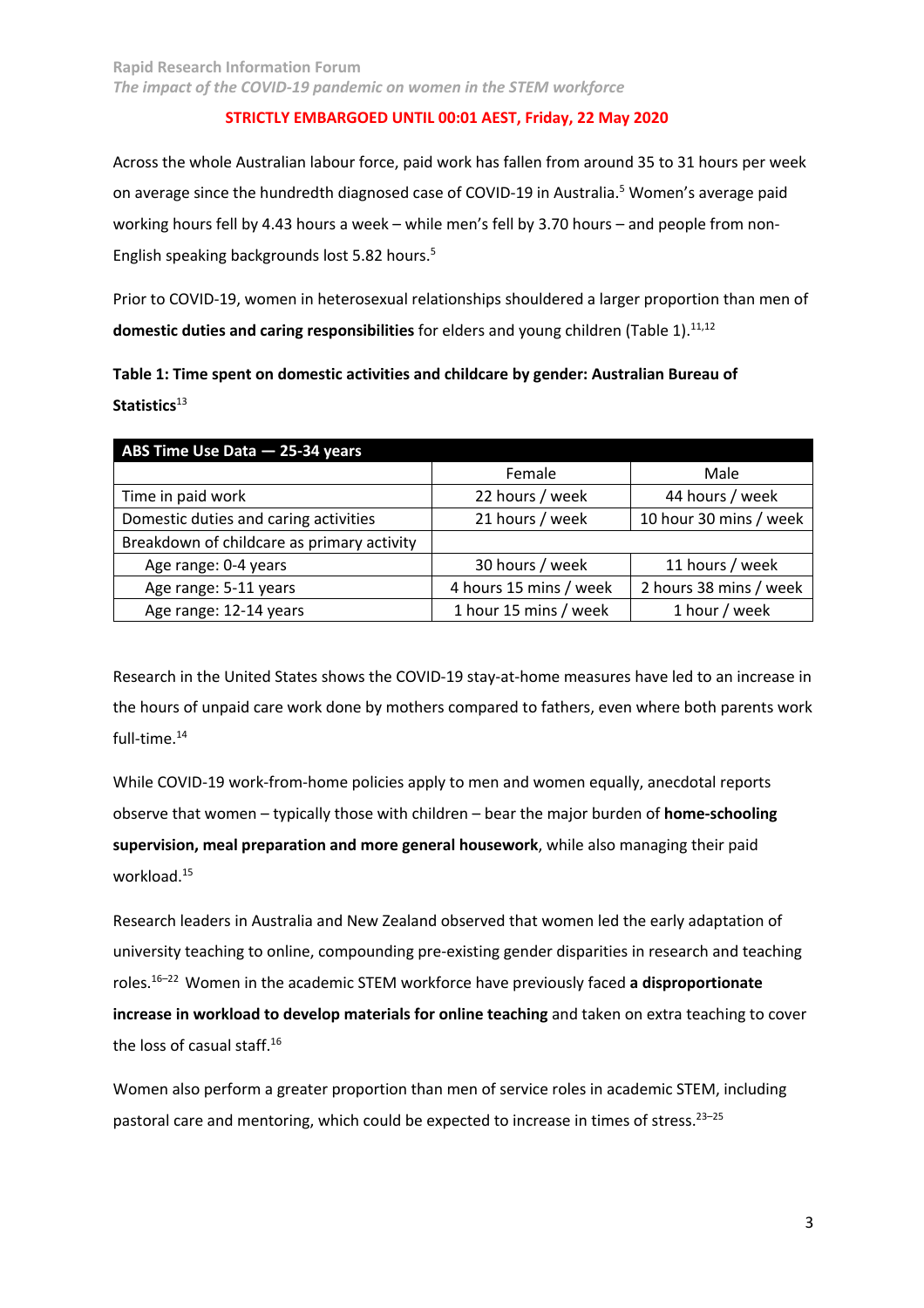**STRICTLY EMBARGOED UNTIL 00:01 AEST, Friday, 22 May 2020**

Across the whole Australian labour force, paid work has fallen from around 35 to 31 hours per week on average since the hundredth diagnosed case of COVID-19 in Australia.[5] Women's average paid working hours fell by 4.43 hours a week – while men's fell by 3.70 hours – and people from non-English speaking backgrounds lost 5.82 hours.[5]

Prior to COVID-19, women in heterosexual relationships shouldered a larger proportion than men of **domestic duties and caring responsibilities** for elders and young children (Table 1).[11,12]

**Table 1: Time spent on domestic activities and childcare by gender: Australian Bureau of Statistics**[13]

| ABS Time Use Data — 25-34 years | | |
|---|---|---|
| | Female | Male |
| Time in paid work | 22 hours / week | 44 hours / week |
| Domestic duties and caring activities | 21 hours / week | 10 hour 30 mins / week |
| Breakdown of childcare as primary activity | | |
| Age range: 0-4 years | 30 hours / week | 11 hours / week |
| Age range: 5-11 years | 4 hours 15 mins / week | 2 hours 38 mins / week |
| Age range: 12-14 years | 1 hour 15 mins / week | 1 hour / week |

Research in the United States shows the COVID-19 stay-at-home measures have led to an increase in the hours of unpaid care work done by mothers compared to fathers, even where both parents work full-time.[14]

While COVID-19 work-from-home policies apply to men and women equally, anecdotal reports observe that women – typically those with children – bear the major burden of **home-schooling supervision, meal preparation and more general housework**, while also managing their paid workload.[15]

Research leaders in Australia and New Zealand observed that women led the early adaptation of university teaching to online, compounding pre-existing gender disparities in research and teaching roles.[16–22] Women in the academic STEM workforce have previously faced **a disproportionate increase in workload to develop materials for online teaching** and taken on extra teaching to cover the loss of casual staff.[16]

Women also perform a greater proportion than men of service roles in academic STEM, including pastoral care and mentoring, which could be expected to increase in times of stress.[23–25]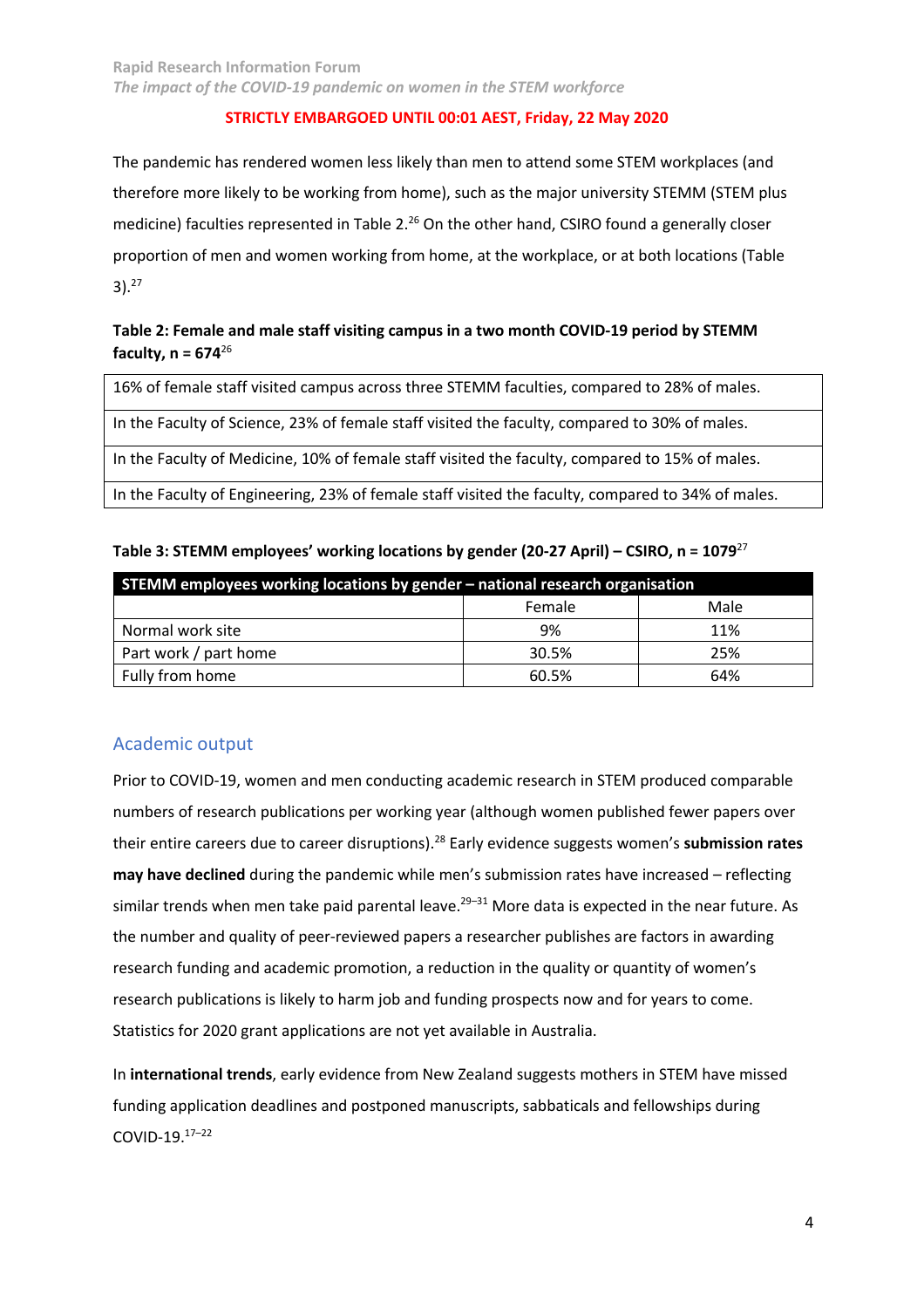**STRICTLY EMBARGOED UNTIL 00:01 AEST, Friday, 22 May 2020**

The pandemic has rendered women less likely than men to attend some STEM workplaces (and therefore more likely to be working from home), such as the major university STEMM (STEM plus medicine) faculties represented in Table 2.[26] On the other hand, CSIRO found a generally closer proportion of men and women working from home, at the workplace, or at both locations (Table 3).[27]

**Table 2: Female and male staff visiting campus in a two month COVID-19 period by STEMM faculty, n = 674**[26]

| |
|---|
| 16% of female staff visited campus across three STEMM faculties, compared to 28% of males. |
| In the Faculty of Science, 23% of female staff visited the faculty, compared to 30% of males. |
| In the Faculty of Medicine, 10% of female staff visited the faculty, compared to 15% of males. |
| In the Faculty of Engineering, 23% of female staff visited the faculty, compared to 34% of males. |

**Table 3: STEMM employees' working locations by gender (20-27 April) – CSIRO, n = 1079**[27]

| STEMM employees working locations by gender – national research organisation | | |
|---|---|---|
| | Female | Male |
| Normal work site | 9% | 11% |
| Part work / part home | 30.5% | 25% |
| Fully from home | 60.5% | 64% |

## Academic output

Prior to COVID-19, women and men conducting academic research in STEM produced comparable numbers of research publications per working year (although women published fewer papers over their entire careers due to career disruptions).[28] Early evidence suggests women's **submission rates may have declined** during the pandemic while men's submission rates have increased – reflecting similar trends when men take paid parental leave.[29–31] More data is expected in the near future. As the number and quality of peer-reviewed papers a researcher publishes are factors in awarding research funding and academic promotion, a reduction in the quality or quantity of women's research publications is likely to harm job and funding prospects now and for years to come. Statistics for 2020 grant applications are not yet available in Australia.

In **international trends**, early evidence from New Zealand suggests mothers in STEM have missed funding application deadlines and postponed manuscripts, sabbaticals and fellowships during COVID-19.[17–22]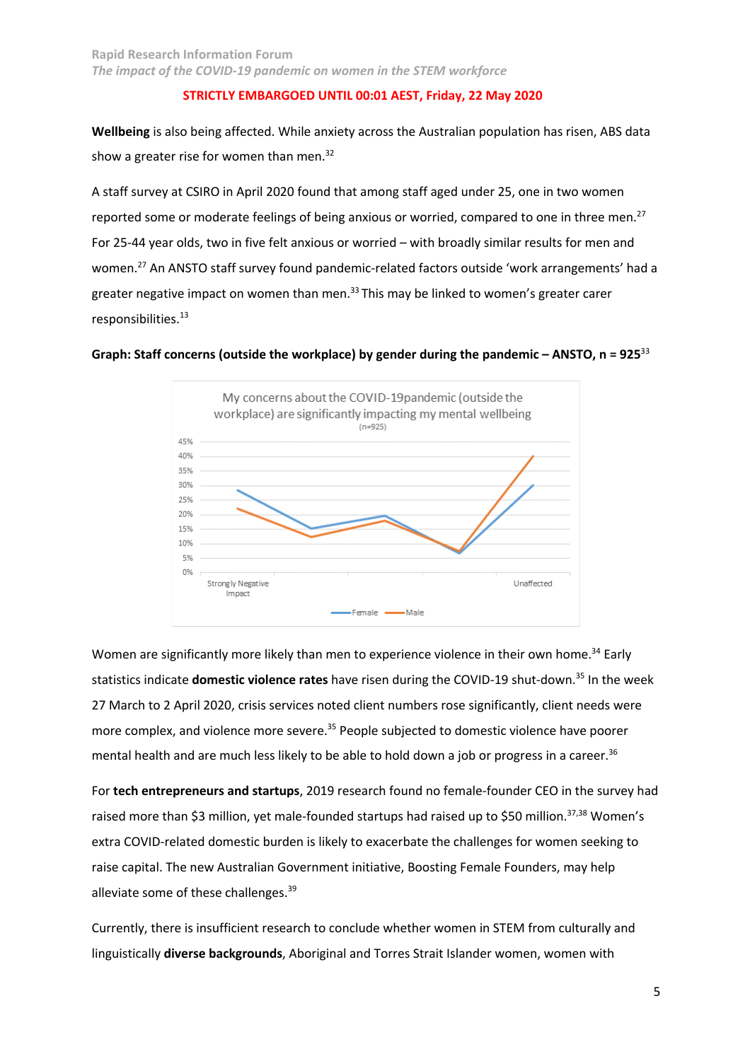**STRICTLY EMBARGOED UNTIL 00:01 AEST, Friday, 22 May 2020**

**Wellbeing** is also being affected. While anxiety across the Australian population has risen, ABS data show a greater rise for women than men.[32]

A staff survey at CSIRO in April 2020 found that among staff aged under 25, one in two women reported some or moderate feelings of being anxious or worried, compared to one in three men.[27] For 25-44 year olds, two in five felt anxious or worried – with broadly similar results for men and women.[27] An ANSTO staff survey found pandemic-related factors outside 'work arrangements' had a greater negative impact on women than men.[33] This may be linked to women's greater carer responsibilities.[13]

**Graph: Staff concerns (outside the workplace) by gender during the pandemic – ANSTO, n = 925**[33]

Women are significantly more likely than men to experience violence in their own home.[34] Early statistics indicate **domestic violence rates** have risen during the COVID-19 shut-down.[35] In the week 27 March to 2 April 2020, crisis services noted client numbers rose significantly, client needs were more complex, and violence more severe.[35] People subjected to domestic violence have poorer mental health and are much less likely to be able to hold down a job or progress in a career.[36]

For **tech entrepreneurs and startups**, 2019 research found no female-founder CEO in the survey had raised more than $3 million, yet male-founded startups had raised up to $50 million.[37,38] Women's extra COVID-related domestic burden is likely to exacerbate the challenges for women seeking to raise capital. The new Australian Government initiative, Boosting Female Founders, may help alleviate some of these challenges.[39]

Currently, there is insufficient research to conclude whether women in STEM from culturally and linguistically **diverse backgrounds**, Aboriginal and Torres Strait Islander women, women with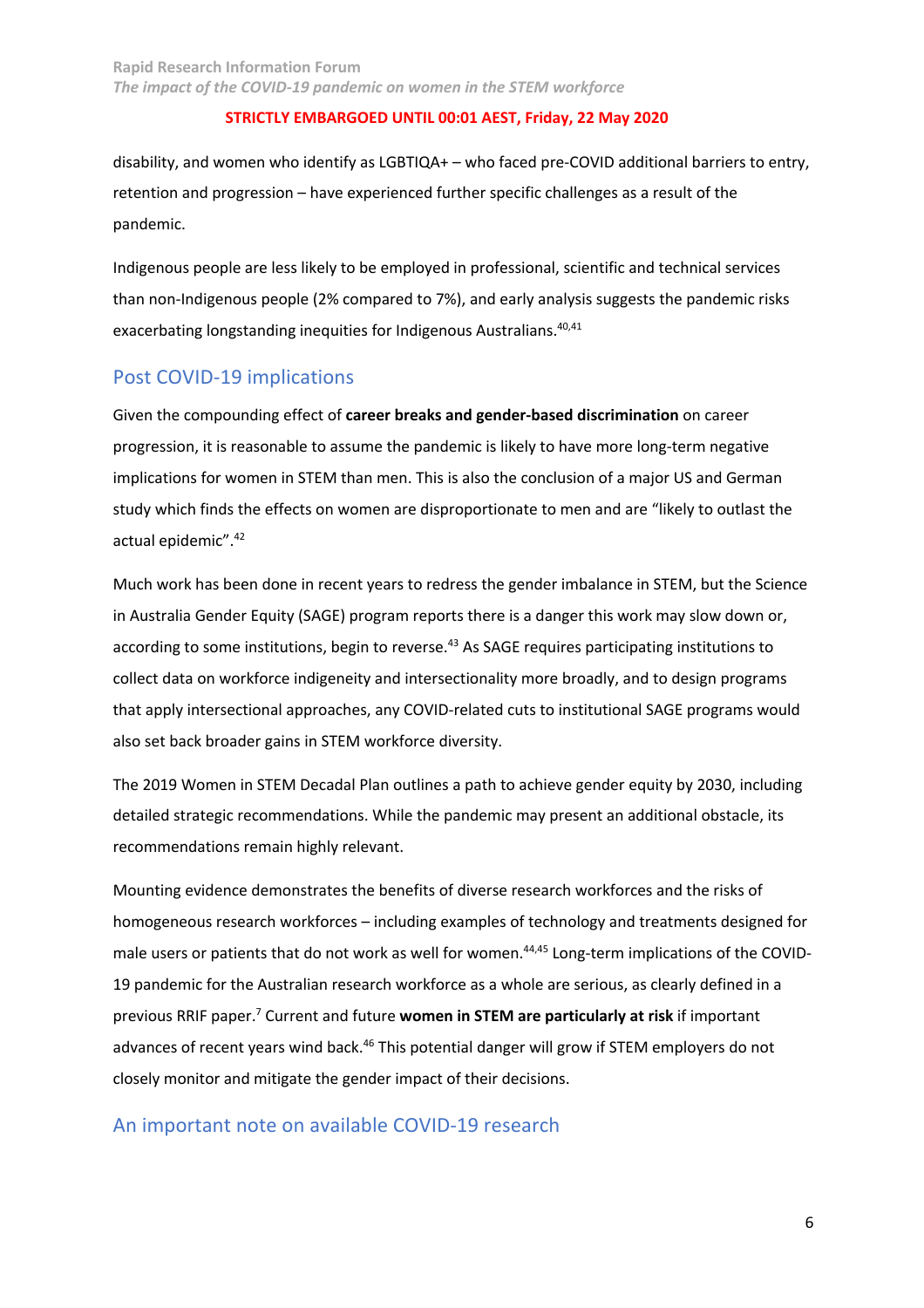disability, and women who identify as LGBTIQA+ – who faced pre-COVID additional barriers to entry, retention and progression – have experienced further specific challenges as a result of the pandemic.

Indigenous people are less likely to be employed in professional, scientific and technical services than non-Indigenous people (2% compared to 7%), and early analysis suggests the pandemic risks exacerbating longstanding inequities for Indigenous Australians.[40,41]

## Post COVID-19 implications

Given the compounding effect of **career breaks and gender-based discrimination** on career progression, it is reasonable to assume the pandemic is likely to have more long-term negative implications for women in STEM than men. This is also the conclusion of a major US and German study which finds the effects on women are disproportionate to men and are "likely to outlast the actual epidemic".[42]

Much work has been done in recent years to redress the gender imbalance in STEM, but the Science in Australia Gender Equity (SAGE) program reports there is a danger this work may slow down or, according to some institutions, begin to reverse.[43] As SAGE requires participating institutions to collect data on workforce indigeneity and intersectionality more broadly, and to design programs that apply intersectional approaches, any COVID-related cuts to institutional SAGE programs would also set back broader gains in STEM workforce diversity.

The 2019 Women in STEM Decadal Plan outlines a path to achieve gender equity by 2030, including detailed strategic recommendations. While the pandemic may present an additional obstacle, its recommendations remain highly relevant.

Mounting evidence demonstrates the benefits of diverse research workforces and the risks of homogeneous research workforces – including examples of technology and treatments designed for male users or patients that do not work as well for women.[44,45] Long-term implications of the COVID-19 pandemic for the Australian research workforce as a whole are serious, as clearly defined in a previous RRIF paper.[7] Current and future **women in STEM are particularly at risk** if important advances of recent years wind back.[46] This potential danger will grow if STEM employers do not closely monitor and mitigate the gender impact of their decisions.

## An important note on available COVID-19 research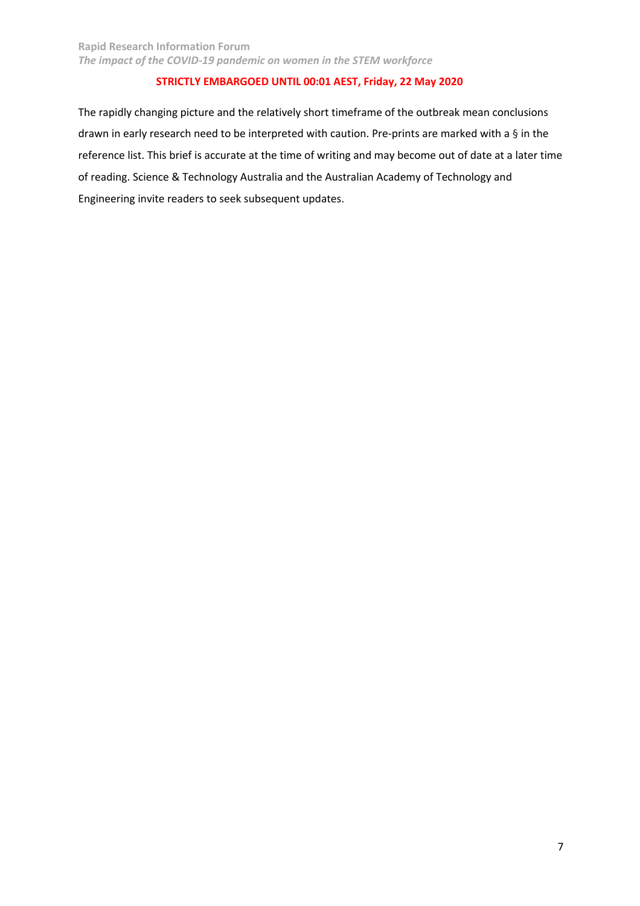The rapidly changing picture and the relatively short timeframe of the outbreak mean conclusions drawn in early research need to be interpreted with caution. Pre-prints are marked with a § in the reference list. This brief is accurate at the time of writing and may become out of date at a later time of reading. Science & Technology Australia and the Australian Academy of Technology and Engineering invite readers to seek subsequent updates.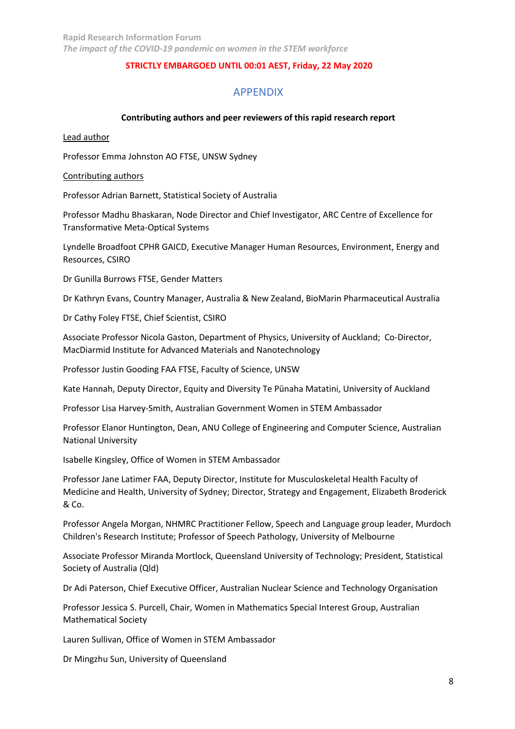**STRICTLY EMBARGOED UNTIL 00:01 AEST, Friday, 22 May 2020**

# APPENDIX

**Contributing authors and peer reviewers of this rapid research report**

Lead author

Professor Emma Johnston AO FTSE, UNSW Sydney

Contributing authors

Professor Adrian Barnett, Statistical Society of Australia

Professor Madhu Bhaskaran, Node Director and Chief Investigator, ARC Centre of Excellence for Transformative Meta-Optical Systems

Lyndelle Broadfoot CPHR GAICD, Executive Manager Human Resources, Environment, Energy and Resources, CSIRO

Dr Gunilla Burrows FTSE, Gender Matters

Dr Kathryn Evans, Country Manager, Australia & New Zealand, BioMarin Pharmaceutical Australia

Dr Cathy Foley FTSE, Chief Scientist, CSIRO

Associate Professor Nicola Gaston, Department of Physics, University of Auckland; Co-Director, MacDiarmid Institute for Advanced Materials and Nanotechnology

Professor Justin Gooding FAA FTSE, Faculty of Science, UNSW

Kate Hannah, Deputy Director, Equity and Diversity Te Pūnaha Matatini, University of Auckland

Professor Lisa Harvey-Smith, Australian Government Women in STEM Ambassador

Professor Elanor Huntington, Dean, ANU College of Engineering and Computer Science, Australian National University

Isabelle Kingsley, Office of Women in STEM Ambassador

Professor Jane Latimer FAA, Deputy Director, Institute for Musculoskeletal Health Faculty of Medicine and Health, University of Sydney; Director, Strategy and Engagement, Elizabeth Broderick & Co.

Professor Angela Morgan, NHMRC Practitioner Fellow, Speech and Language group leader, Murdoch Children's Research Institute; Professor of Speech Pathology, University of Melbourne

Associate Professor Miranda Mortlock, Queensland University of Technology; President, Statistical Society of Australia (Qld)

Dr Adi Paterson, Chief Executive Officer, Australian Nuclear Science and Technology Organisation

Professor Jessica S. Purcell, Chair, Women in Mathematics Special Interest Group, Australian Mathematical Society

Lauren Sullivan, Office of Women in STEM Ambassador

Dr Mingzhu Sun, University of Queensland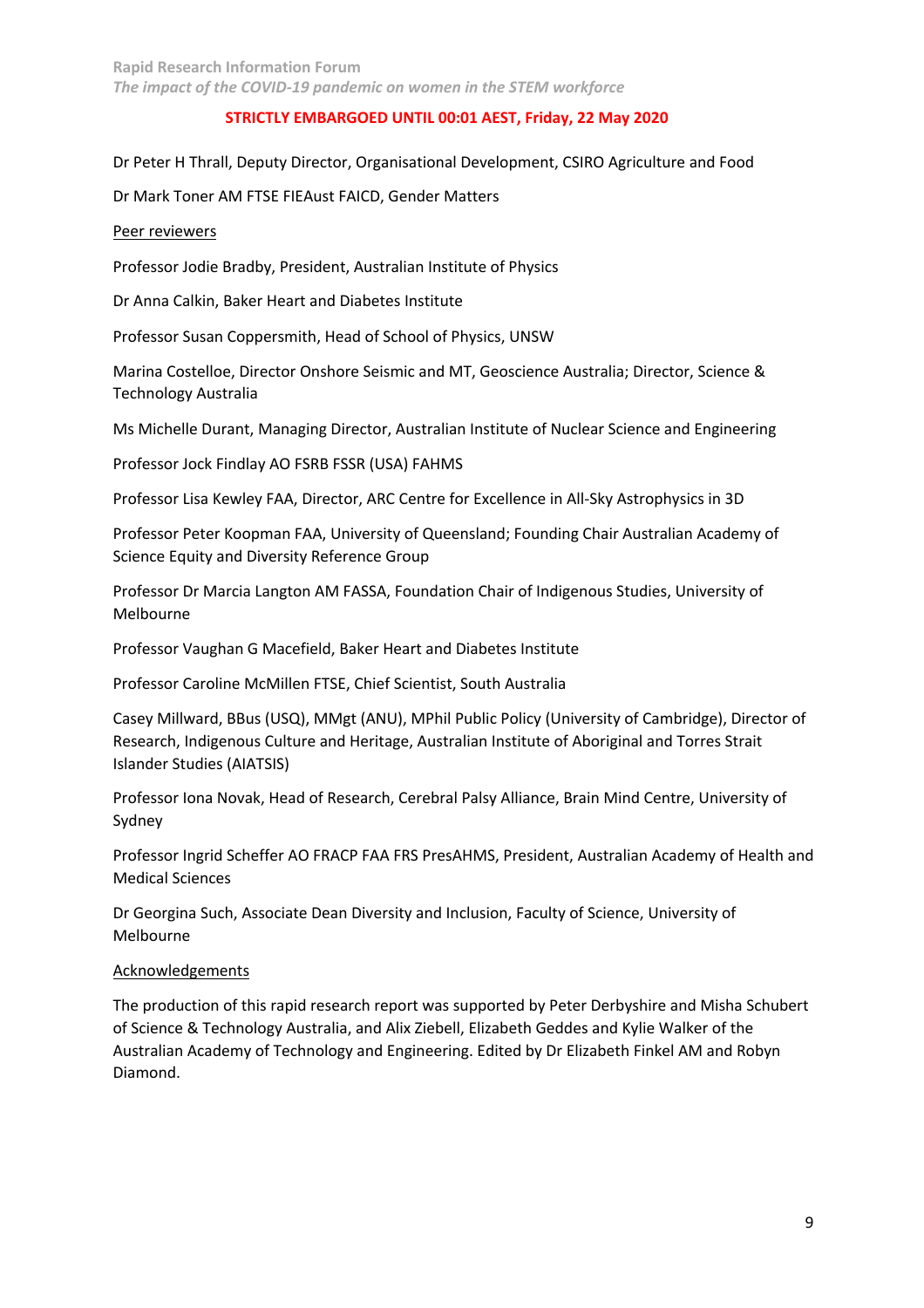**STRICTLY EMBARGOED UNTIL 00:01 AEST, Friday, 22 May 2020**

Dr Peter H Thrall, Deputy Director, Organisational Development, CSIRO Agriculture and Food

Dr Mark Toner AM FTSE FIEAust FAICD, Gender Matters

Peer reviewers

Professor Jodie Bradby, President, Australian Institute of Physics

Dr Anna Calkin, Baker Heart and Diabetes Institute

Professor Susan Coppersmith, Head of School of Physics, UNSW

Marina Costelloe, Director Onshore Seismic and MT, Geoscience Australia; Director, Science & Technology Australia

Ms Michelle Durant, Managing Director, Australian Institute of Nuclear Science and Engineering

Professor Jock Findlay AO FSRB FSSR (USA) FAHMS

Professor Lisa Kewley FAA, Director, ARC Centre for Excellence in All-Sky Astrophysics in 3D

Professor Peter Koopman FAA, University of Queensland; Founding Chair Australian Academy of Science Equity and Diversity Reference Group

Professor Dr Marcia Langton AM FASSA, Foundation Chair of Indigenous Studies, University of Melbourne

Professor Vaughan G Macefield, Baker Heart and Diabetes Institute

Professor Caroline McMillen FTSE, Chief Scientist, South Australia

Casey Millward, BBus (USQ), MMgt (ANU), MPhil Public Policy (University of Cambridge), Director of Research, Indigenous Culture and Heritage, Australian Institute of Aboriginal and Torres Strait Islander Studies (AIATSIS)

Professor Iona Novak, Head of Research, Cerebral Palsy Alliance, Brain Mind Centre, University of Sydney

Professor Ingrid Scheffer AO FRACP FAA FRS PresAHMS, President, Australian Academy of Health and Medical Sciences

Dr Georgina Such, Associate Dean Diversity and Inclusion, Faculty of Science, University of Melbourne

Acknowledgements

The production of this rapid research report was supported by Peter Derbyshire and Misha Schubert of Science & Technology Australia, and Alix Ziebell, Elizabeth Geddes and Kylie Walker of the Australian Academy of Technology and Engineering. Edited by Dr Elizabeth Finkel AM and Robyn Diamond.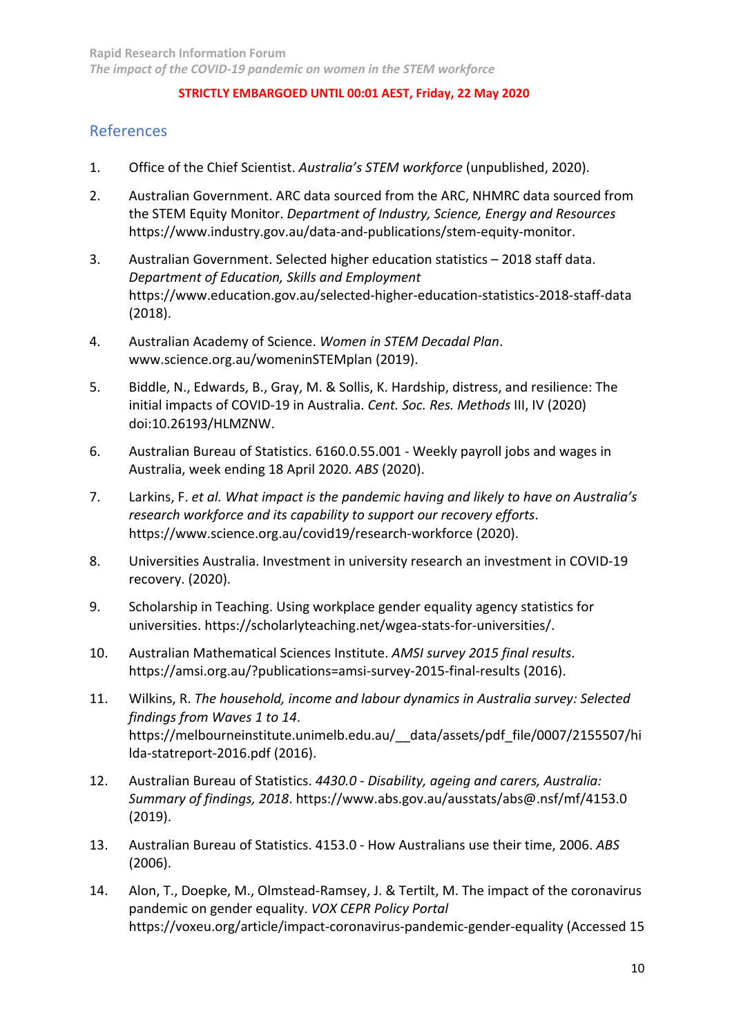**STRICTLY EMBARGOED UNTIL 00:01 AEST, Friday, 22 May 2020**

## References

1. Office of the Chief Scientist. *Australia's STEM workforce* (unpublished, 2020).

2. Australian Government. ARC data sourced from the ARC, NHMRC data sourced from the STEM Equity Monitor. *Department of Industry, Science, Energy and Resources* https://www.industry.gov.au/data-and-publications/stem-equity-monitor.

3. Australian Government. Selected higher education statistics – 2018 staff data. *Department of Education, Skills and Employment* https://www.education.gov.au/selected-higher-education-statistics-2018-staff-data (2018).

4. Australian Academy of Science. *Women in STEM Decadal Plan*. www.science.org.au/womeninSTEMplan (2019).

5. Biddle, N., Edwards, B., Gray, M. & Sollis, K. Hardship, distress, and resilience: The initial impacts of COVID-19 in Australia. *Cent. Soc. Res. Methods* III, IV (2020) doi:10.26193/HLMZNW.

6. Australian Bureau of Statistics. 6160.0.55.001 - Weekly payroll jobs and wages in Australia, week ending 18 April 2020. *ABS* (2020).

7. Larkins, F. *et al. What impact is the pandemic having and likely to have on Australia's research workforce and its capability to support our recovery efforts*. https://www.science.org.au/covid19/research-workforce (2020).

8. Universities Australia. Investment in university research an investment in COVID-19 recovery. (2020).

9. Scholarship in Teaching. Using workplace gender equality agency statistics for universities. https://scholarlyteaching.net/wgea-stats-for-universities/.

10. Australian Mathematical Sciences Institute. *AMSI survey 2015 final results*. https://amsi.org.au/?publications=amsi-survey-2015-final-results (2016).

11. Wilkins, R. *The household, income and labour dynamics in Australia survey: Selected findings from Waves 1 to 14*. https://melbourneinstitute.unimelb.edu.au/__data/assets/pdf_file/0007/2155507/hilda-statreport-2016.pdf (2016).

12. Australian Bureau of Statistics. *4430.0 - Disability, ageing and carers, Australia: Summary of findings, 2018*. https://www.abs.gov.au/ausstats/abs@.nsf/mf/4153.0 (2019).

13. Australian Bureau of Statistics. 4153.0 - How Australians use their time, 2006. *ABS* (2006).

14. Alon, T., Doepke, M., Olmstead-Ramsey, J. & Tertilt, M. The impact of the coronavirus pandemic on gender equality. *VOX CEPR Policy Portal* https://voxeu.org/article/impact-coronavirus-pandemic-gender-equality (Accessed 15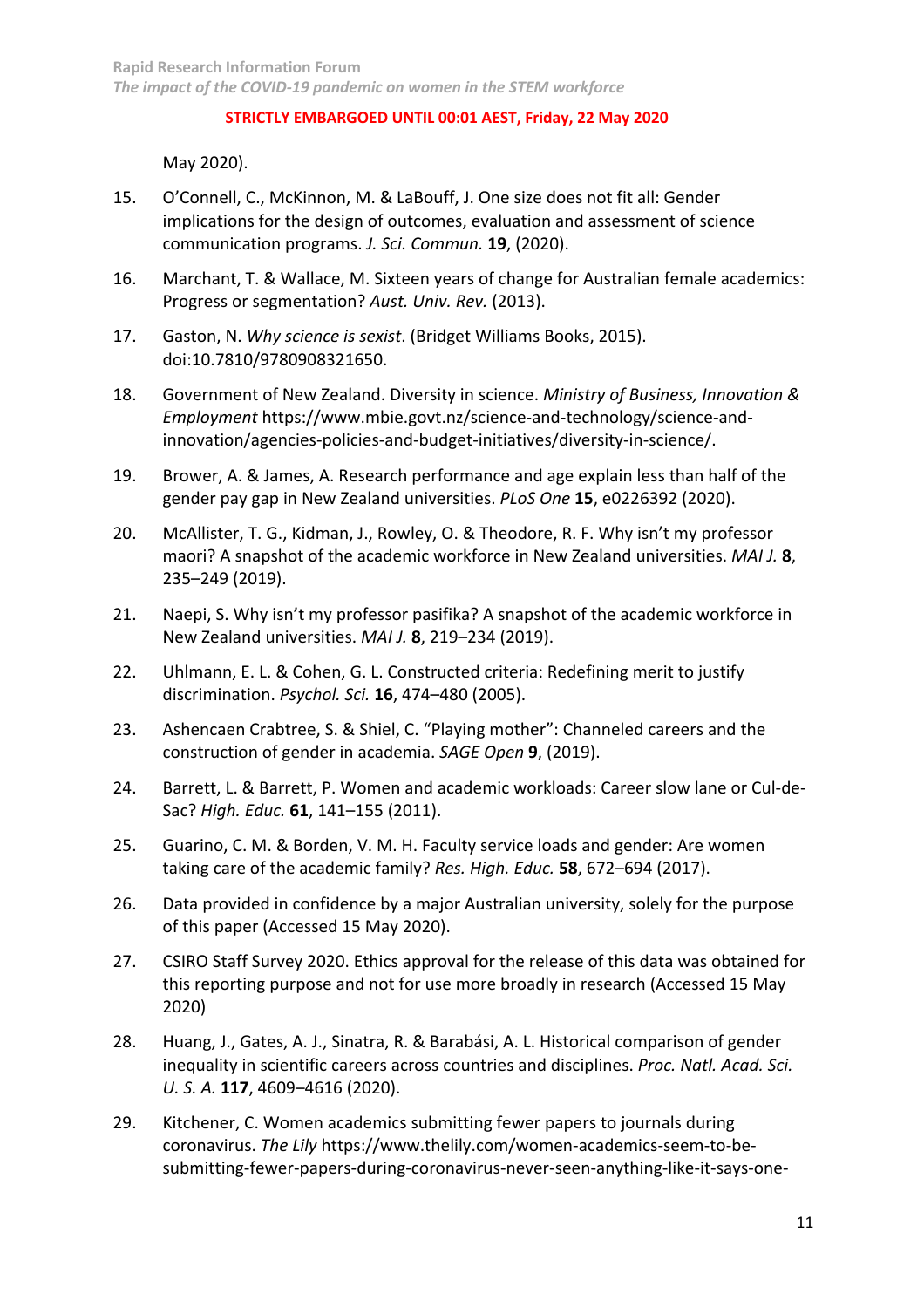May 2020).

15. O'Connell, C., McKinnon, M. & LaBouff, J. One size does not fit all: Gender implications for the design of outcomes, evaluation and assessment of science communication programs. *J. Sci. Commun.* **19**, (2020).

16. Marchant, T. & Wallace, M. Sixteen years of change for Australian female academics: Progress or segmentation? *Aust. Univ. Rev.* (2013).

17. Gaston, N. *Why science is sexist*. (Bridget Williams Books, 2015). doi:10.7810/9780908321650.

18. Government of New Zealand. Diversity in science. *Ministry of Business, Innovation & Employment* https://www.mbie.govt.nz/science-and-technology/science-and-innovation/agencies-policies-and-budget-initiatives/diversity-in-science/.

19. Brower, A. & James, A. Research performance and age explain less than half of the gender pay gap in New Zealand universities. *PLoS One* **15**, e0226392 (2020).

20. McAllister, T. G., Kidman, J., Rowley, O. & Theodore, R. F. Why isn't my professor maori? A snapshot of the academic workforce in New Zealand universities. *MAI J.* **8**, 235–249 (2019).

21. Naepi, S. Why isn't my professor pasifika? A snapshot of the academic workforce in New Zealand universities. *MAI J.* **8**, 219–234 (2019).

22. Uhlmann, E. L. & Cohen, G. L. Constructed criteria: Redefining merit to justify discrimination. *Psychol. Sci.* **16**, 474–480 (2005).

23. Ashencaen Crabtree, S. & Shiel, C. "Playing mother": Channeled careers and the construction of gender in academia. *SAGE Open* **9**, (2019).

24. Barrett, L. & Barrett, P. Women and academic workloads: Career slow lane or Cul-de-Sac? *High. Educ.* **61**, 141–155 (2011).

25. Guarino, C. M. & Borden, V. M. H. Faculty service loads and gender: Are women taking care of the academic family? *Res. High. Educ.* **58**, 672–694 (2017).

26. Data provided in confidence by a major Australian university, solely for the purpose of this paper (Accessed 15 May 2020).

27. CSIRO Staff Survey 2020. Ethics approval for the release of this data was obtained for this reporting purpose and not for use more broadly in research (Accessed 15 May 2020)

28. Huang, J., Gates, A. J., Sinatra, R. & Barabási, A. L. Historical comparison of gender inequality in scientific careers across countries and disciplines. *Proc. Natl. Acad. Sci. U. S. A.* **117**, 4609–4616 (2020).

29. Kitchener, C. Women academics submitting fewer papers to journals during coronavirus. *The Lily* https://www.thelily.com/women-academics-seem-to-be-submitting-fewer-papers-during-coronavirus-never-seen-anything-like-it-says-one-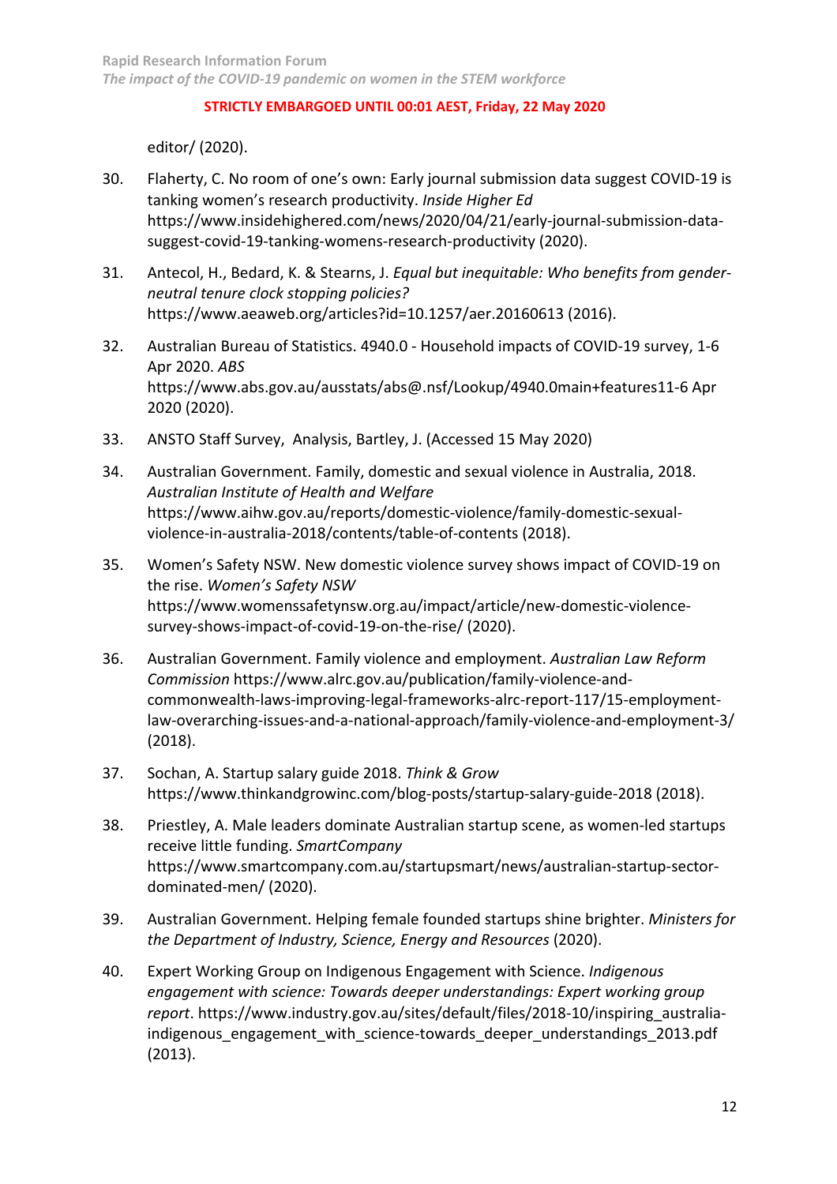editor/ (2020).

30. Flaherty, C. No room of one's own: Early journal submission data suggest COVID-19 is tanking women's research productivity. *Inside Higher Ed* https://www.insidehighered.com/news/2020/04/21/early-journal-submission-data-suggest-covid-19-tanking-womens-research-productivity (2020).

31. Antecol, H., Bedard, K. & Stearns, J. *Equal but inequitable: Who benefits from gender-neutral tenure clock stopping policies?* https://www.aeaweb.org/articles?id=10.1257/aer.20160613 (2016).

32. Australian Bureau of Statistics. 4940.0 - Household impacts of COVID-19 survey, 1-6 Apr 2020. *ABS* https://www.abs.gov.au/ausstats/abs@.nsf/Lookup/4940.0main+features11-6 Apr 2020 (2020).

33. ANSTO Staff Survey, Analysis, Bartley, J. (Accessed 15 May 2020)

34. Australian Government. Family, domestic and sexual violence in Australia, 2018. *Australian Institute of Health and Welfare* https://www.aihw.gov.au/reports/domestic-violence/family-domestic-sexual-violence-in-australia-2018/contents/table-of-contents (2018).

35. Women's Safety NSW. New domestic violence survey shows impact of COVID-19 on the rise. *Women's Safety NSW* https://www.womenssafetynsw.org.au/impact/article/new-domestic-violence-survey-shows-impact-of-covid-19-on-the-rise/ (2020).

36. Australian Government. Family violence and employment. *Australian Law Reform Commission* https://www.alrc.gov.au/publication/family-violence-and-commonwealth-laws-improving-legal-frameworks-alrc-report-117/15-employment-law-overarching-issues-and-a-national-approach/family-violence-and-employment-3/ (2018).

37. Sochan, A. Startup salary guide 2018. *Think & Grow* https://www.thinkandgrowinc.com/blog-posts/startup-salary-guide-2018 (2018).

38. Priestley, A. Male leaders dominate Australian startup scene, as women-led startups receive little funding. *SmartCompany* https://www.smartcompany.com.au/startupsmart/news/australian-startup-sector-dominated-men/ (2020).

39. Australian Government. Helping female founded startups shine brighter. *Ministers for the Department of Industry, Science, Energy and Resources* (2020).

40. Expert Working Group on Indigenous Engagement with Science. *Indigenous engagement with science: Towards deeper understandings: Expert working group report*. https://www.industry.gov.au/sites/default/files/2018-10/inspiring_australia-indigenous_engagement_with_science-towards_deeper_understandings_2013.pdf (2013).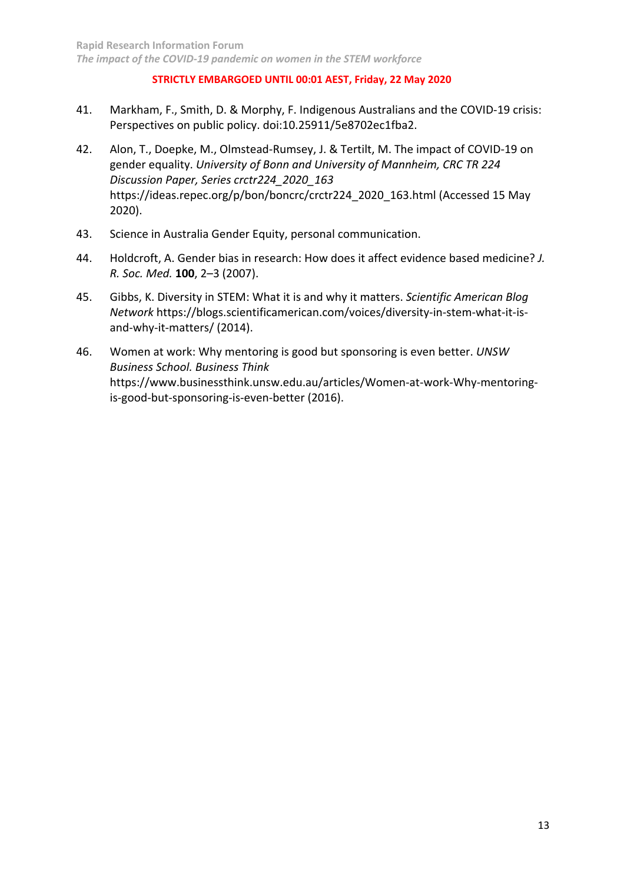41. Markham, F., Smith, D. & Morphy, F. Indigenous Australians and the COVID-19 crisis: Perspectives on public policy. doi:10.25911/5e8702ec1fba2.

42. Alon, T., Doepke, M., Olmstead-Rumsey, J. & Tertilt, M. The impact of COVID-19 on gender equality. *University of Bonn and University of Mannheim, CRC TR 224 Discussion Paper, Series crctr224_2020_163* https://ideas.repec.org/p/bon/boncrc/crctr224_2020_163.html (Accessed 15 May 2020).

43. Science in Australia Gender Equity, personal communication.

44. Holdcroft, A. Gender bias in research: How does it affect evidence based medicine? *J. R. Soc. Med.* **100**, 2–3 (2007).

45. Gibbs, K. Diversity in STEM: What it is and why it matters. *Scientific American Blog Network* https://blogs.scientificamerican.com/voices/diversity-in-stem-what-it-is-and-why-it-matters/ (2014).

46. Women at work: Why mentoring is good but sponsoring is even better. *UNSW Business School. Business Think* https://www.businessthink.unsw.edu.au/articles/Women-at-work-Why-mentoring-is-good-but-sponsoring-is-even-better (2016).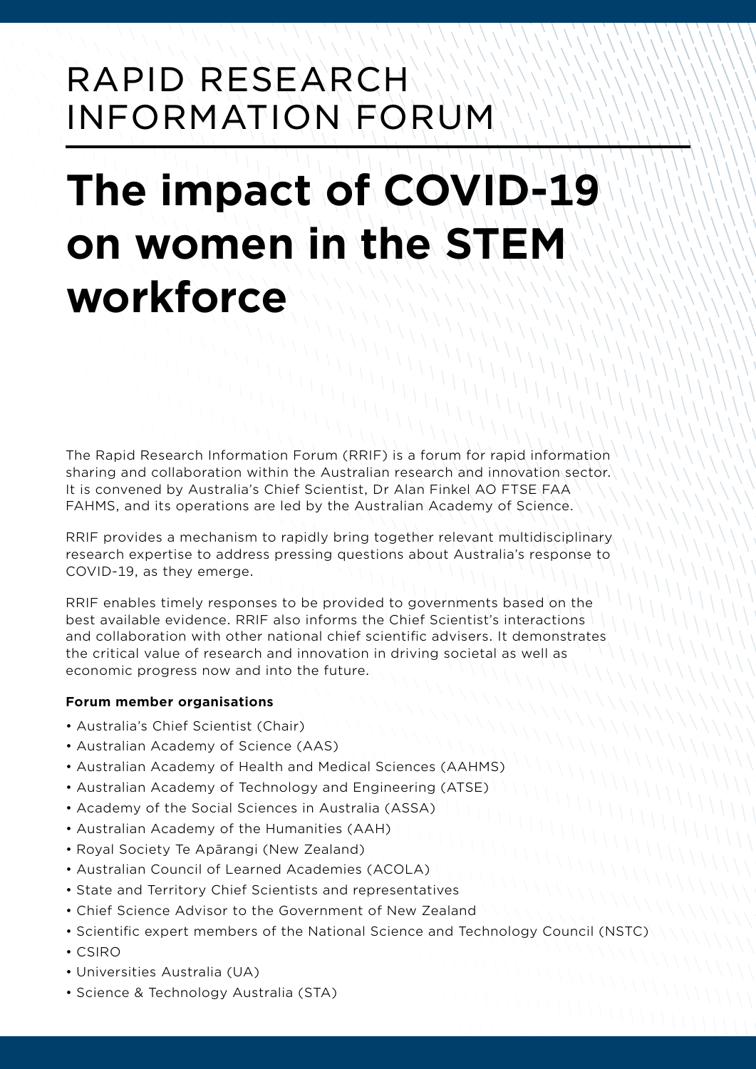# RAPID RESEARCH INFORMATION FORUM

# The impact of COVID-19 on women in the STEM workforce

The Rapid Research Information Forum (RRIF) is a forum for rapid information sharing and collaboration within the Australian research and innovation sector. It is convened by Australia's Chief Scientist, Dr Alan Finkel AO FTSE FAA FAHMS, and its operations are led by the Australian Academy of Science.

RRIF provides a mechanism to rapidly bring together relevant multidisciplinary research expertise to address pressing questions about Australia's response to COVID-19, as they emerge.

RRIF enables timely responses to be provided to governments based on the best available evidence. RRIF also informs the Chief Scientist's interactions and collaboration with other national chief scientific advisers. It demonstrates the critical value of research and innovation in driving societal as well as economic progress now and into the future.

**Forum member organisations**

- Australia's Chief Scientist (Chair)
- Australian Academy of Science (AAS)
- Australian Academy of Health and Medical Sciences (AAHMS)
- Australian Academy of Technology and Engineering (ATSE)
- Academy of the Social Sciences in Australia (ASSA)
- Australian Academy of the Humanities (AAH)
- Royal Society Te Apārangi (New Zealand)
- Australian Council of Learned Academies (ACOLA)
- State and Territory Chief Scientists and representatives
- Chief Science Advisor to the Government of New Zealand
- Scientific expert members of the National Science and Technology Council (NSTC)
- CSIRO
- Universities Australia (UA)
- Science & Technology Australia (STA)